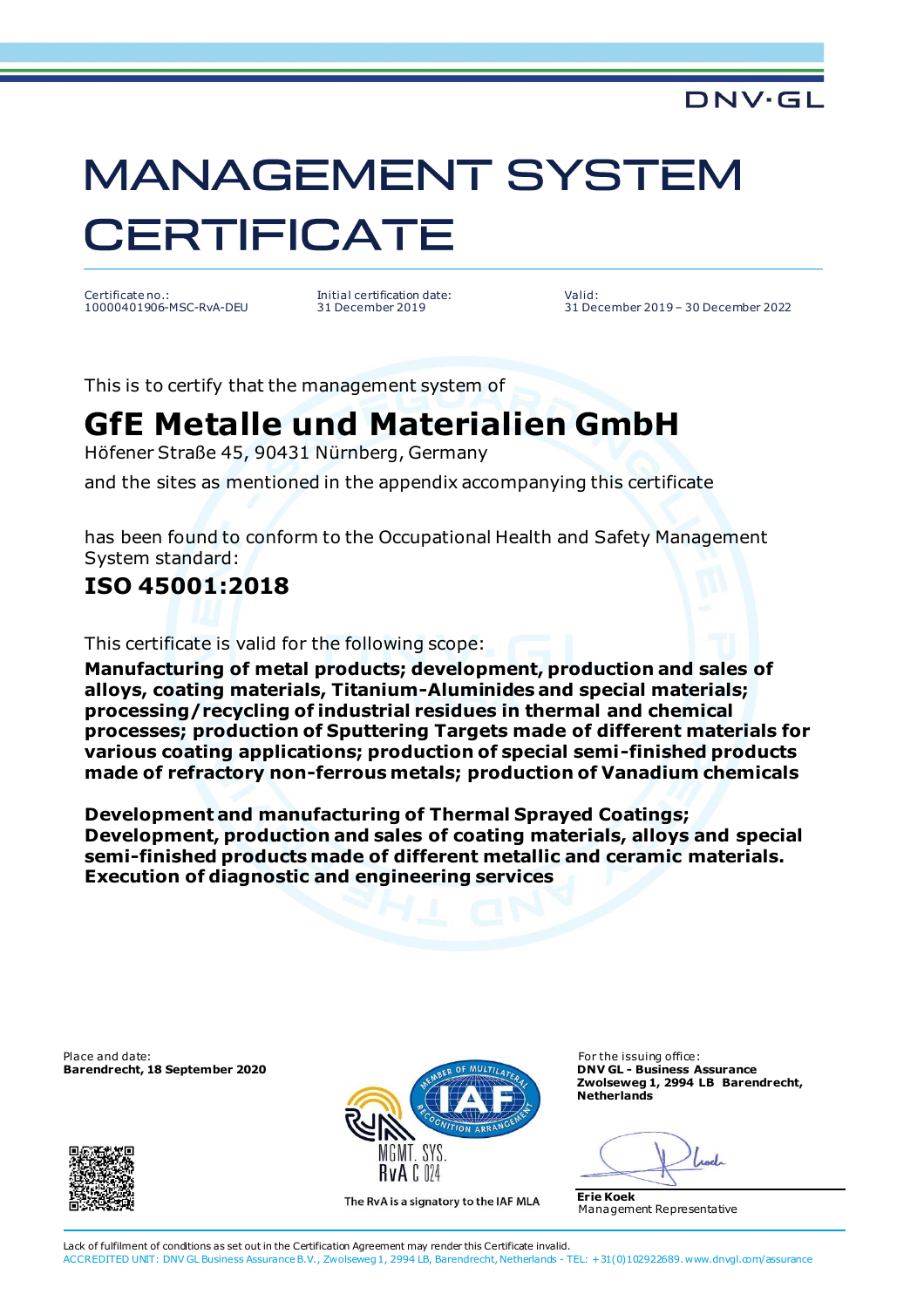DNV·GL

# MANAGEMENT SYSTEM CERTIFICATE

| Certificate no.: | Initial certification date: | Valid: |
| --- | --- | --- |
| 10000401906-MSC-RvA-DEU | 31 December 2019 | 31 December 2019 – 30 December 2022 |

This is to certify that the management system of

## GfE Metalle und Materialien GmbH

Höfener Straße 45, 90431 Nürnberg, Germany

and the sites as mentioned in the appendix accompanying this certificate

has been found to conform to the Occupational Health and Safety Management System standard:

## ISO 45001:2018

This certificate is valid for the following scope:

**Manufacturing of metal products; development, production and sales of alloys, coating materials, Titanium-Aluminides and special materials; processing/recycling of industrial residues in thermal and chemical processes; production of Sputtering Targets made of different materials for various coating applications; production of special semi-finished products made of refractory non-ferrous metals; production of Vanadium chemicals**

**Development and manufacturing of Thermal Sprayed Coatings; Development, production and sales of coating materials, alloys and special semi-finished products made of different metallic and ceramic materials. Execution of diagnostic and engineering services**

Place and date:
**Barendrecht, 18 September 2020**

For the issuing office:
**DNV GL - Business Assurance**
**Zwolseweg 1, 2994 LB Barendrecht, Netherlands**

MGMT. SYS.
RvA C 024

The RvA is a signatory to the IAF MLA

**Erie Koek**
Management Representative

Lack of fulfilment of conditions as set out in the Certification Agreement may render this Certificate invalid.
ACCREDITED UNIT: DNV GL Business Assurance B.V., Zwolseweg 1, 2994 LB, Barendrecht, Netherlands - TEL: +31(0)102922689. www.dnvgl.com/assurance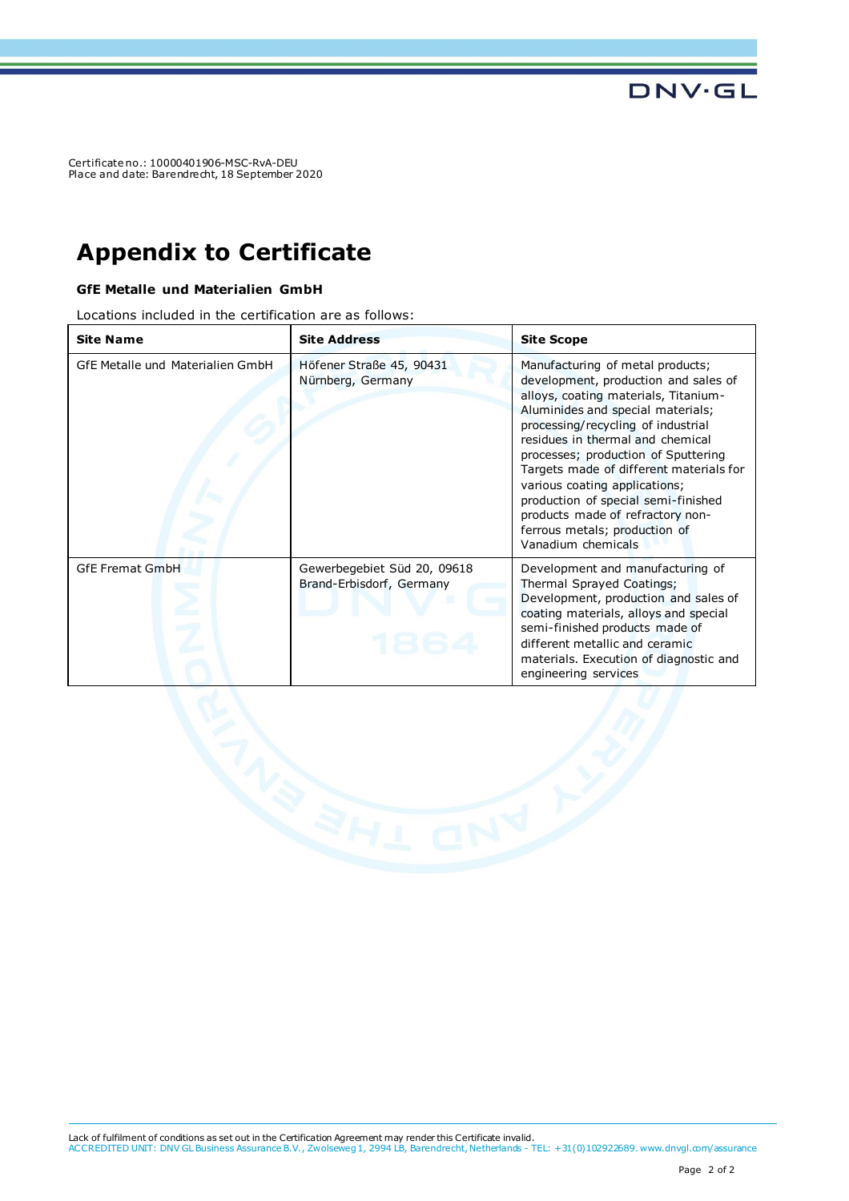Certificate no.: 10000401906-MSC-RvA-DEU
Place and date: Barendrecht, 18 September 2020

# Appendix to Certificate

**GfE Metalle und Materialien GmbH**

Locations included in the certification are as follows:

| Site Name | Site Address | Site Scope |
|---|---|---|
| GfE Metalle und Materialien GmbH | Höfener Straße 45, 90431 Nürnberg, Germany | Manufacturing of metal products; development, production and sales of alloys, coating materials, Titanium-Aluminides and special materials; processing/recycling of industrial residues in thermal and chemical processes; production of Sputtering Targets made of different materials for various coating applications; production of special semi-finished products made of refractory non-ferrous metals; production of Vanadium chemicals |
| GfE Fremat GmbH | Gewerbegebiet Süd 20, 09618 Brand-Erbisdorf, Germany | Development and manufacturing of Thermal Sprayed Coatings; Development, production and sales of coating materials, alloys and special semi-finished products made of different metallic and ceramic materials. Execution of diagnostic and engineering services |

Lack of fulfilment of conditions as set out in the Certification Agreement may render this Certificate invalid.
ACCREDITED UNIT: DNV GL Business Assurance B.V., Zwolseweg 1, 2994 LB, Barendrecht, Netherlands - TEL: +31(0)102922689. www.dnvgl.com/assurance